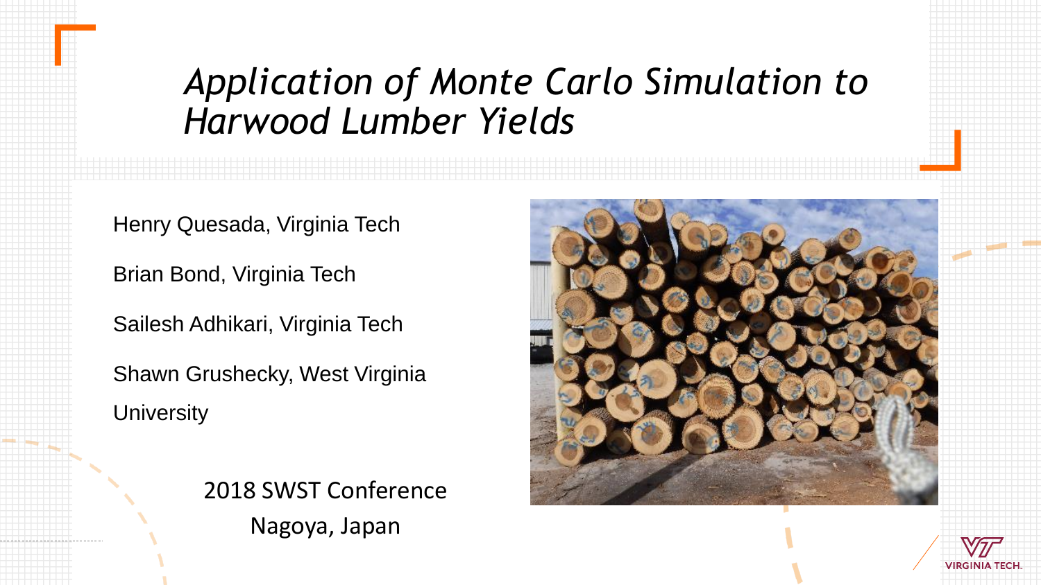# *Application of Monte Carlo Simulation to Harwood Lumber Yields*

Henry Quesada, Virginia Tech

Brian Bond, Virginia Tech

Sailesh Adhikari, Virginia Tech

Shawn Grushecky, West Virginia University

2018 SWST Conference

Nagoya, Japan

VIRGINIA TECH.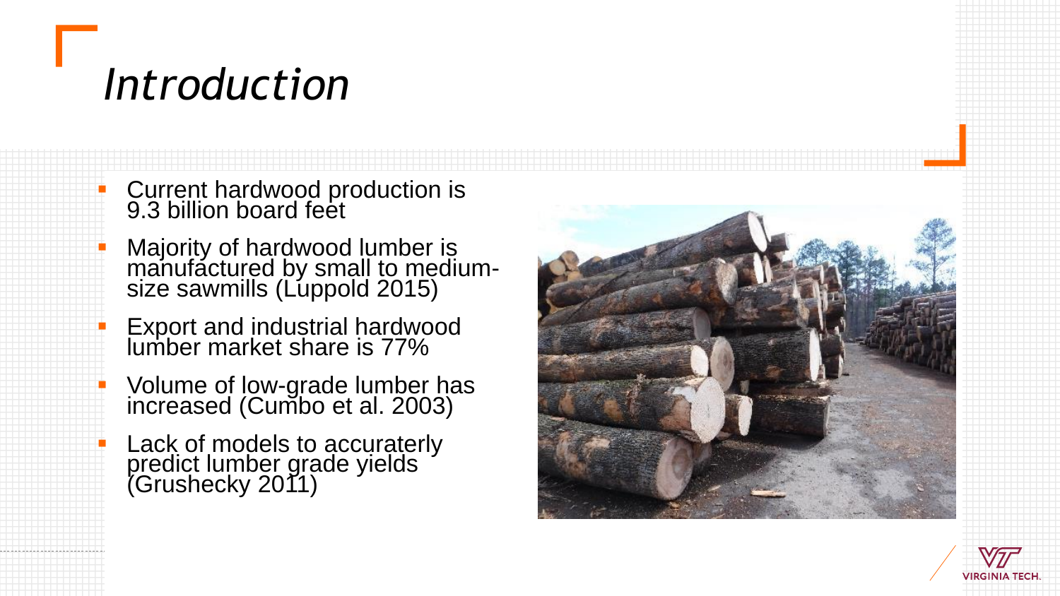# Introduction

- Current hardwood production is 9.3 billion board feet
- Majority of hardwood lumber is manufactured by small to medium-size sawmills (Luppold 2015)
- Export and industrial hardwood lumber market share is 77%
- Volume of low-grade lumber has increased (Cumbo et al. 2003)
- Lack of models to accuraterly predict lumber grade yields (Grushecky 2011)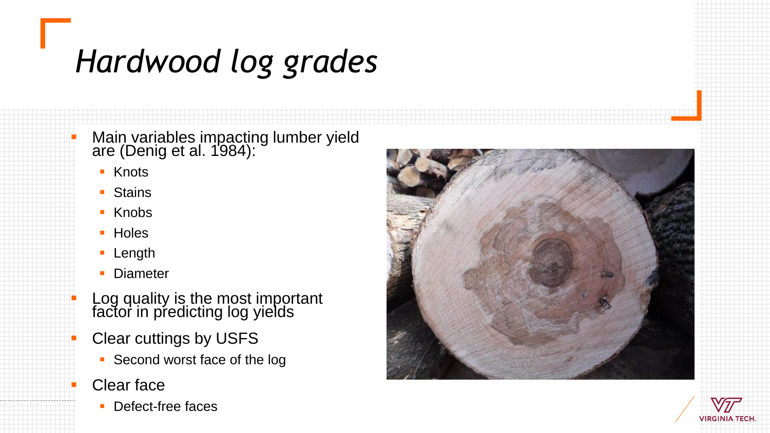# *Hardwood log grades*

- Main variables impacting lumber yield are (Denig et al. 1984):
  - Knots
  - Stains
  - Knobs
  - Holes
  - Length
  - Diameter
- Log quality is the most important factor in predicting log yields
- Clear cuttings by USFS
  - Second worst face of the log
- Clear face
  - Defect-free faces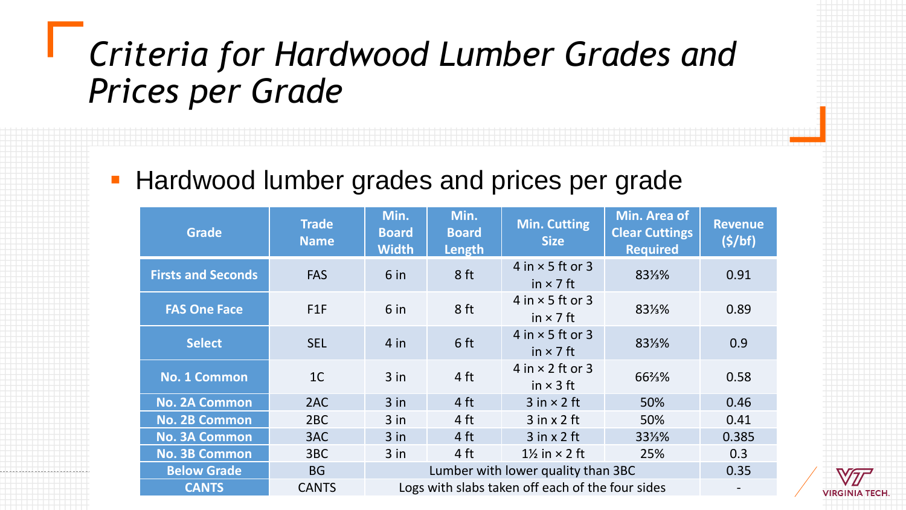# Criteria for Hardwood Lumber Grades and Prices per Grade

- Hardwood lumber grades and prices per grade

| Grade | Trade Name | Min. Board Width | Min. Board Length | Min. Cutting Size | Min. Area of Clear Cuttings Required | Revenue ($/bf) |
|---|---|---|---|---|---|---|
| Firsts and Seconds | FAS | 6 in | 8 ft | 4 in × 5 ft or 3 in × 7 ft | 83⅓% | 0.91 |
| FAS One Face | F1F | 6 in | 8 ft | 4 in × 5 ft or 3 in × 7 ft | 83⅓% | 0.89 |
| Select | SEL | 4 in | 6 ft | 4 in × 5 ft or 3 in × 7 ft | 83⅓% | 0.9 |
| No. 1 Common | 1C | 3 in | 4 ft | 4 in × 2 ft or 3 in × 3 ft | 66⅔% | 0.58 |
| No. 2A Common | 2AC | 3 in | 4 ft | 3 in × 2 ft | 50% | 0.46 |
| No. 2B Common | 2BC | 3 in | 4 ft | 3 in x 2 ft | 50% | 0.41 |
| No. 3A Common | 3AC | 3 in | 4 ft | 3 in x 2 ft | 33⅓% | 0.385 |
| No. 3B Common | 3BC | 3 in | 4 ft | 1½ in × 2 ft | 25% | 0.3 |
| Below Grade | BG | Lumber with lower quality than 3BC | | | | 0.35 |
| CANTS | CANTS | Logs with slabs taken off each of the four sides | | | | - |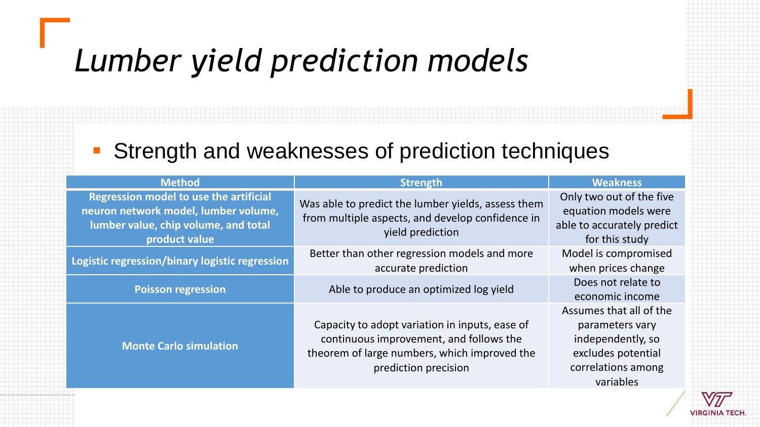# *Lumber yield prediction models*

- Strength and weaknesses of prediction techniques

| Method | Strength | Weakness |
| --- | --- | --- |
| **Regression model to use the artificial neuron network model, lumber volume, lumber value, chip volume, and total product value** | Was able to predict the lumber yields, assess them from multiple aspects, and develop confidence in yield prediction | Only two out of the five equation models were able to accurately predict for this study |
| **Logistic regression/binary logistic regression** | Better than other regression models and more accurate prediction | Model is compromised when prices change |
| **Poisson regression** | Able to produce an optimized log yield | Does not relate to economic income |
| **Monte Carlo simulation** | Capacity to adopt variation in inputs, ease of continuous improvement, and follows the theorem of large numbers, which improved the prediction precision | Assumes that all of the parameters vary independently, so excludes potential correlations among variables |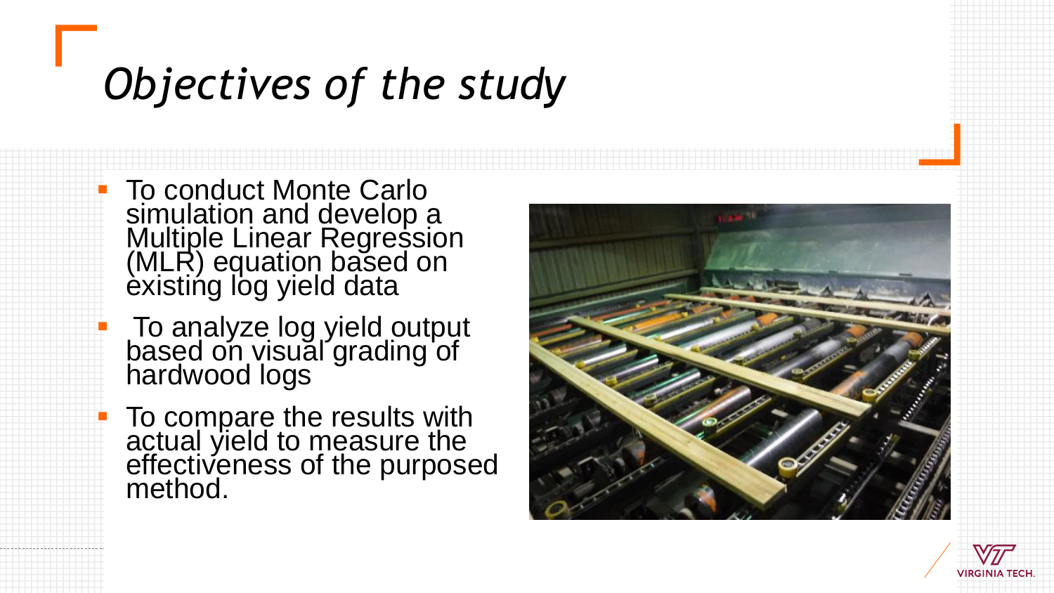# Objectives of the study

- To conduct Monte Carlo simulation and develop a Multiple Linear Regression (MLR) equation based on existing log yield data
- To analyze log yield output based on visual grading of hardwood logs
- To compare the results with actual yield to measure the effectiveness of the purposed method.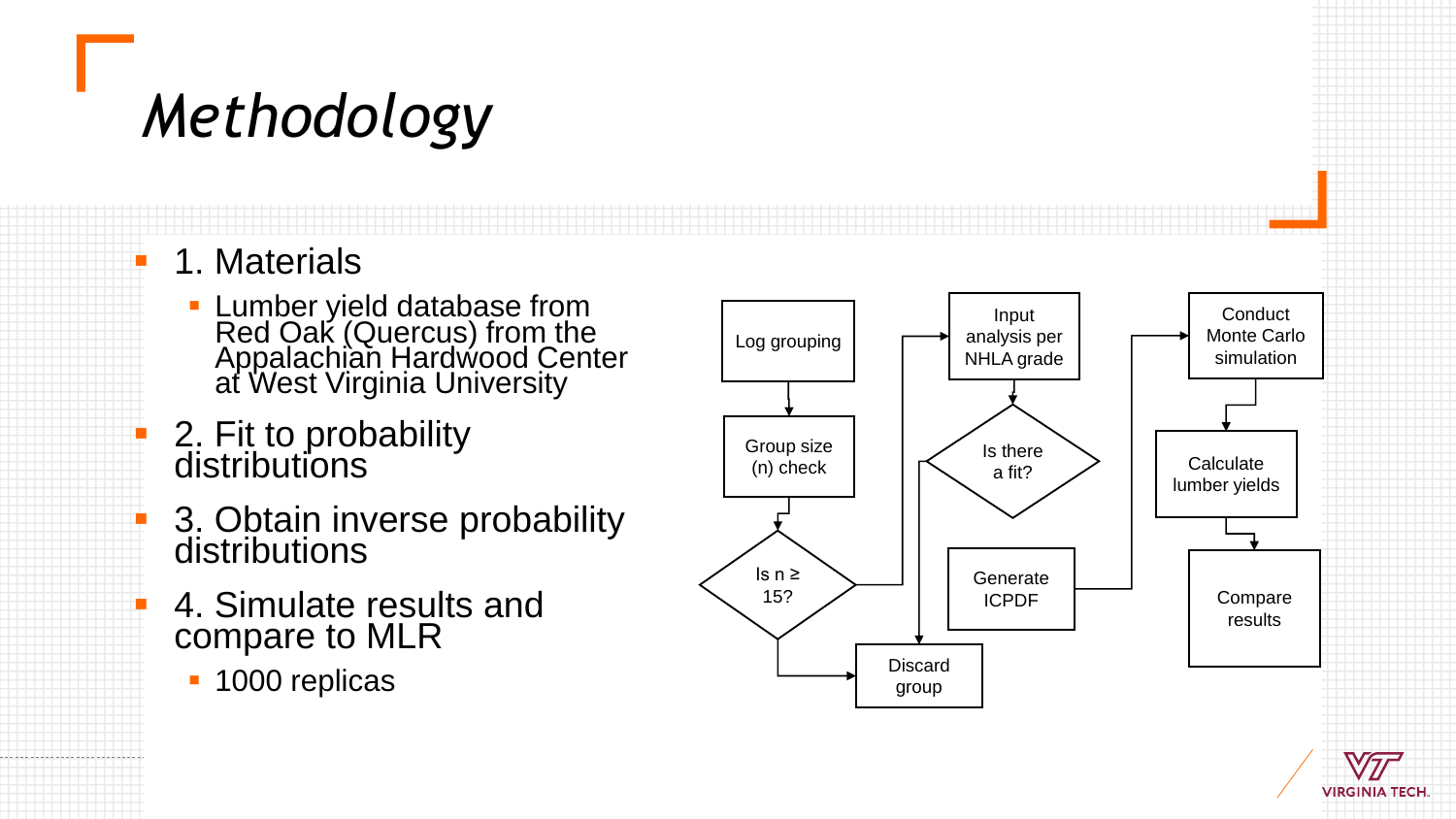# Methodology

- 1. Materials
  - Lumber yield database from Red Oak (Quercus) from the Appalachian Hardwood Center at West Virginia University
- 2. Fit to probability distributions
- 3. Obtain inverse probability distributions
- 4. Simulate results and compare to MLR
  - 1000 replicas

Log grouping → Group size (n) check → Is n ≥ 15? → (yes) Input analysis per NHLA grade / (no) Discard group

Input analysis per NHLA grade → Is there a fit? → (yes) Generate ICPDF / (no) Discard group

Generate ICPDF → Conduct Monte Carlo simulation → Calculate lumber yields → Compare results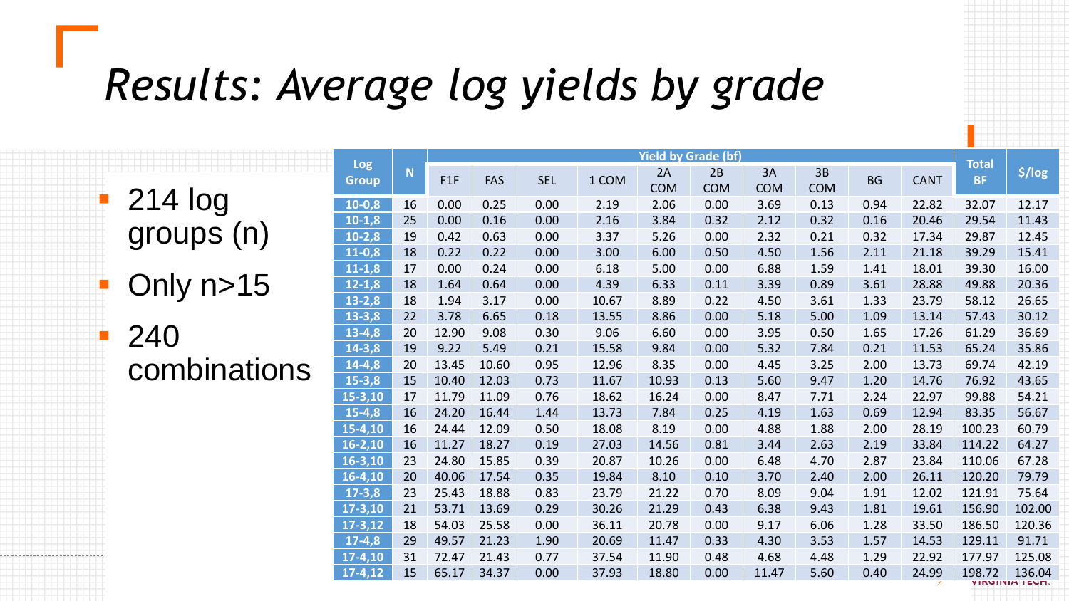# Results: Average log yields by grade

- 214 log groups (n)
- Only n>15
- 240 combinations

| Log Group | N | Yield by Grade (bf) | | | | | | | | | | Total BF | $/log |
|---|---|---|---|---|---|---|---|---|---|---|---|---|---|
| | | F1F | FAS | SEL | 1 COM | 2A COM | 2B COM | 3A COM | 3B COM | BG | CANT | | |
| 10-0,8 | 16 | 0.00 | 0.25 | 0.00 | 2.19 | 2.06 | 0.00 | 3.69 | 0.13 | 0.94 | 22.82 | 32.07 | 12.17 |
| 10-1,8 | 25 | 0.00 | 0.16 | 0.00 | 2.16 | 3.84 | 0.32 | 2.12 | 0.32 | 0.16 | 20.46 | 29.54 | 11.43 |
| 10-2,8 | 19 | 0.42 | 0.63 | 0.00 | 3.37 | 5.26 | 0.00 | 2.32 | 0.21 | 0.32 | 17.34 | 29.87 | 12.45 |
| 11-0,8 | 18 | 0.22 | 0.22 | 0.00 | 3.00 | 6.00 | 0.50 | 4.50 | 1.56 | 2.11 | 21.18 | 39.29 | 15.41 |
| 11-1,8 | 17 | 0.00 | 0.24 | 0.00 | 6.18 | 5.00 | 0.00 | 6.88 | 1.59 | 1.41 | 18.01 | 39.30 | 16.00 |
| 12-1,8 | 18 | 1.64 | 0.64 | 0.00 | 4.39 | 6.33 | 0.11 | 3.39 | 0.89 | 3.61 | 28.88 | 49.88 | 20.36 |
| 13-2,8 | 18 | 1.94 | 3.17 | 0.00 | 10.67 | 8.89 | 0.22 | 4.50 | 3.61 | 1.33 | 23.79 | 58.12 | 26.65 |
| 13-3,8 | 22 | 3.78 | 6.65 | 0.18 | 13.55 | 8.86 | 0.00 | 5.18 | 5.00 | 1.09 | 13.14 | 57.43 | 30.12 |
| 13-4,8 | 20 | 12.90 | 9.08 | 0.30 | 9.06 | 6.60 | 0.00 | 3.95 | 0.50 | 1.65 | 17.26 | 61.29 | 36.69 |
| 14-3,8 | 19 | 9.22 | 5.49 | 0.21 | 15.58 | 9.84 | 0.00 | 5.32 | 7.84 | 0.21 | 11.53 | 65.24 | 35.86 |
| 14-4,8 | 20 | 13.45 | 10.60 | 0.95 | 12.96 | 8.35 | 0.00 | 4.45 | 3.25 | 2.00 | 13.73 | 69.74 | 42.19 |
| 15-3,8 | 15 | 10.40 | 12.03 | 0.73 | 11.67 | 10.93 | 0.13 | 5.60 | 9.47 | 1.20 | 14.76 | 76.92 | 43.65 |
| 15-3,10 | 17 | 11.79 | 11.09 | 0.76 | 18.62 | 16.24 | 0.00 | 8.47 | 7.71 | 2.24 | 22.97 | 99.88 | 54.21 |
| 15-4,8 | 16 | 24.20 | 16.44 | 1.44 | 13.73 | 7.84 | 0.25 | 4.19 | 1.63 | 0.69 | 12.94 | 83.35 | 56.67 |
| 15-4,10 | 16 | 24.44 | 12.09 | 0.50 | 18.08 | 8.19 | 0.00 | 4.88 | 1.88 | 2.00 | 28.19 | 100.23 | 60.79 |
| 16-2,10 | 16 | 11.27 | 18.27 | 0.19 | 27.03 | 14.56 | 0.81 | 3.44 | 2.63 | 2.19 | 33.84 | 114.22 | 64.27 |
| 16-3,10 | 23 | 24.80 | 15.85 | 0.39 | 20.87 | 10.26 | 0.00 | 6.48 | 4.70 | 2.87 | 23.84 | 110.06 | 67.28 |
| 16-4,10 | 20 | 40.06 | 17.54 | 0.35 | 19.84 | 8.10 | 0.10 | 3.70 | 2.40 | 2.00 | 26.11 | 120.20 | 79.79 |
| 17-3,8 | 23 | 25.43 | 18.88 | 0.83 | 23.79 | 21.22 | 0.70 | 8.09 | 9.04 | 1.91 | 12.02 | 121.91 | 75.64 |
| 17-3,10 | 21 | 53.71 | 13.69 | 0.29 | 30.26 | 21.29 | 0.43 | 6.38 | 9.43 | 1.81 | 19.61 | 156.90 | 102.00 |
| 17-3,12 | 18 | 54.03 | 25.58 | 0.00 | 36.11 | 20.78 | 0.00 | 9.17 | 6.06 | 1.28 | 33.50 | 186.50 | 120.36 |
| 17-4,8 | 29 | 49.57 | 21.23 | 1.90 | 20.69 | 11.47 | 0.33 | 4.30 | 3.53 | 1.57 | 14.53 | 129.11 | 91.71 |
| 17-4,10 | 31 | 72.47 | 21.43 | 0.77 | 37.54 | 11.90 | 0.48 | 4.68 | 4.48 | 1.29 | 22.92 | 177.97 | 125.08 |
| 17-4,12 | 15 | 65.17 | 34.37 | 0.00 | 37.93 | 18.80 | 0.00 | 11.47 | 5.60 | 0.40 | 24.99 | 198.72 | 136.04 |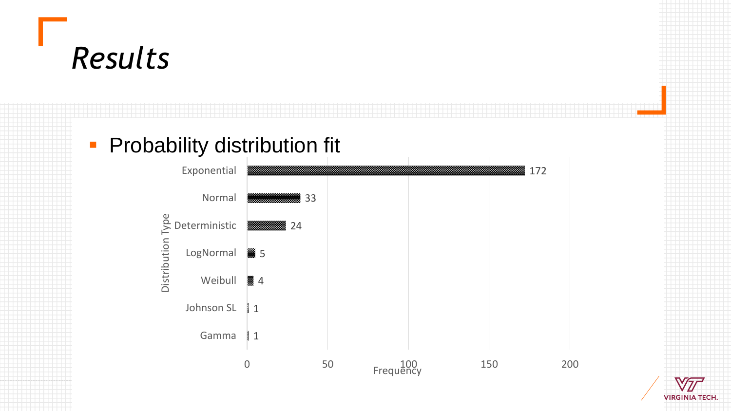# Results

- Probability distribution fit

| Distribution Type | Frequency |
|---|---|
| Exponential | 172 |
| Normal | 33 |
| Deterministic | 24 |
| LogNormal | 5 |
| Weibull | 4 |
| Johnson SL | 1 |
| Gamma | 1 |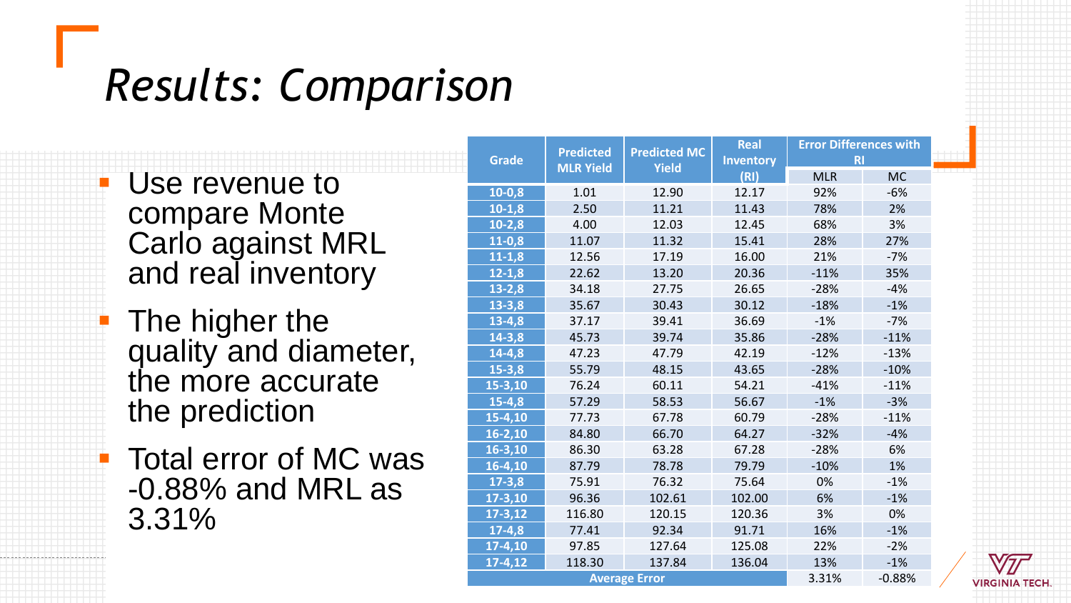# Results: Comparison

- Use revenue to compare Monte Carlo against MRL and real inventory
- The higher the quality and diameter, the more accurate the prediction
- Total error of MC was -0.88% and MRL as 3.31%

| Grade | Predicted MLR Yield | Predicted MC Yield | Real Inventory (RI) | Error Differences with RI | |
|---|---|---|---|---|---|
| | | | | MLR | MC |
| 10-0,8 | 1.01 | 12.90 | 12.17 | 92% | -6% |
| 10-1,8 | 2.50 | 11.21 | 11.43 | 78% | 2% |
| 10-2,8 | 4.00 | 12.03 | 12.45 | 68% | 3% |
| 11-0,8 | 11.07 | 11.32 | 15.41 | 28% | 27% |
| 11-1,8 | 12.56 | 17.19 | 16.00 | 21% | -7% |
| 12-1,8 | 22.62 | 13.20 | 20.36 | -11% | 35% |
| 13-2,8 | 34.18 | 27.75 | 26.65 | -28% | -4% |
| 13-3,8 | 35.67 | 30.43 | 30.12 | -18% | -1% |
| 13-4,8 | 37.17 | 39.41 | 36.69 | -1% | -7% |
| 14-3,8 | 45.73 | 39.74 | 35.86 | -28% | -11% |
| 14-4,8 | 47.23 | 47.79 | 42.19 | -12% | -13% |
| 15-3,8 | 55.79 | 48.15 | 43.65 | -28% | -10% |
| 15-3,10 | 76.24 | 60.11 | 54.21 | -41% | -11% |
| 15-4,8 | 57.29 | 58.53 | 56.67 | -1% | -3% |
| 15-4,10 | 77.73 | 67.78 | 60.79 | -28% | -11% |
| 16-2,10 | 84.80 | 66.70 | 64.27 | -32% | -4% |
| 16-3,10 | 86.30 | 63.28 | 67.28 | -28% | 6% |
| 16-4,10 | 87.79 | 78.78 | 79.79 | -10% | 1% |
| 17-3,8 | 75.91 | 76.32 | 75.64 | 0% | -1% |
| 17-3,10 | 96.36 | 102.61 | 102.00 | 6% | -1% |
| 17-3,12 | 116.80 | 120.15 | 120.36 | 3% | 0% |
| 17-4,8 | 77.41 | 92.34 | 91.71 | 16% | -1% |
| 17-4,10 | 97.85 | 127.64 | 125.08 | 22% | -2% |
| 17-4,12 | 118.30 | 137.84 | 136.04 | 13% | -1% |
| Average Error | | | | 3.31% | -0.88% |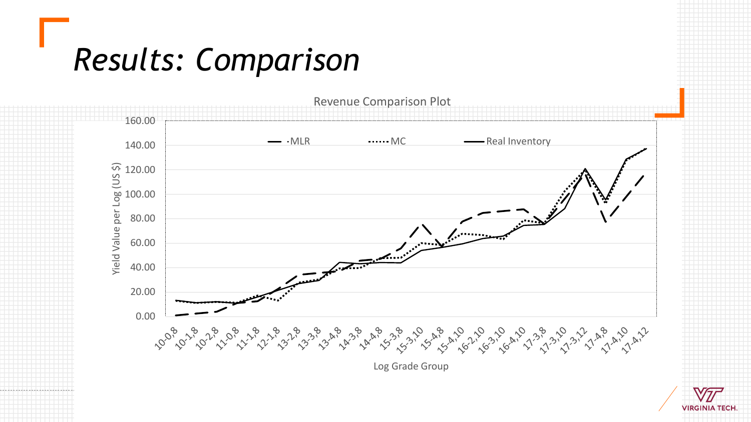# *Results: Comparison*

Revenue Comparison Plot

MLR · MC · Real Inventory

Yield Value per Log (US $)

0.00, 20.00, 40.00, 60.00, 80.00, 100.00, 120.00, 140.00, 160.00

10-0,8 · 10-1,8 · 10-2,8 · 11-0,8 · 11-1,8 · 12-1,8 · 13-2,8 · 13-3,8 · 13-4,8 · 14-3,8 · 14-4,8 · 15-3,8 · 15-3,10 · 15-4,8 · 15-4,10 · 16-2,10 · 16-3,10 · 16-4,10 · 17-3,8 · 17-3,10 · 17-3,12 · 17-4,8 · 17-4,10 · 17-4,12

Log Grade Group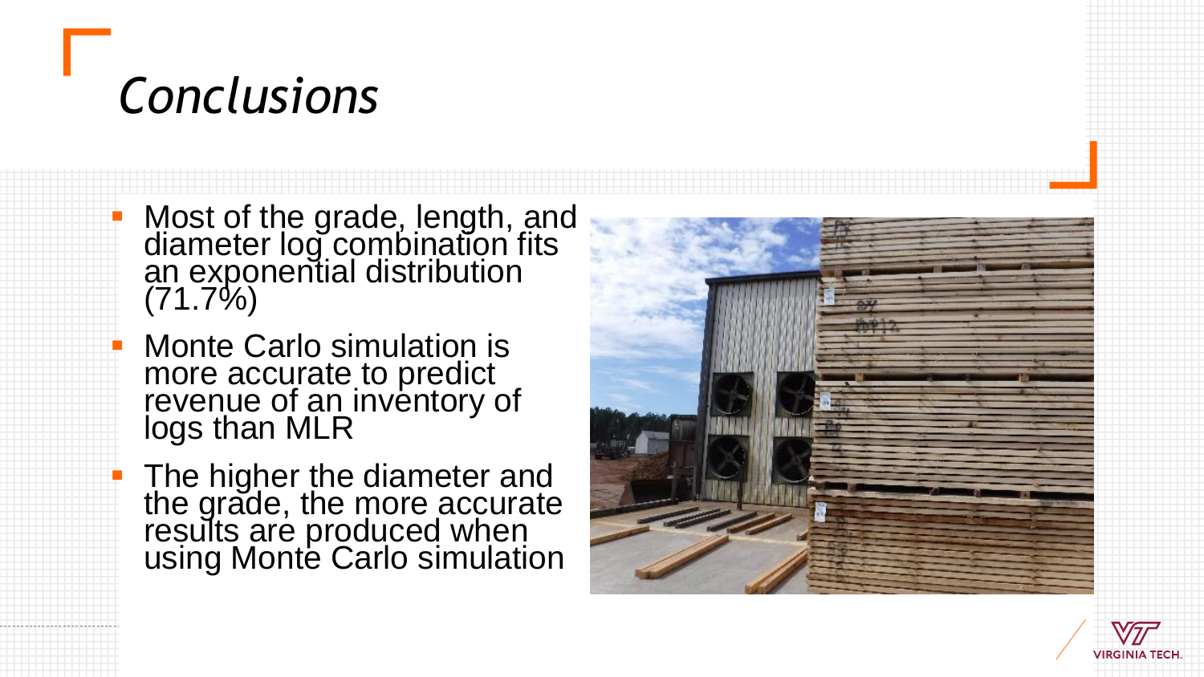# Conclusions

- Most of the grade, length, and diameter log combination fits an exponential distribution (71.7%)
- Monte Carlo simulation is more accurate to predict revenue of an inventory of logs than MLR
- The higher the diameter and the grade, the more accurate results are produced when using Monte Carlo simulation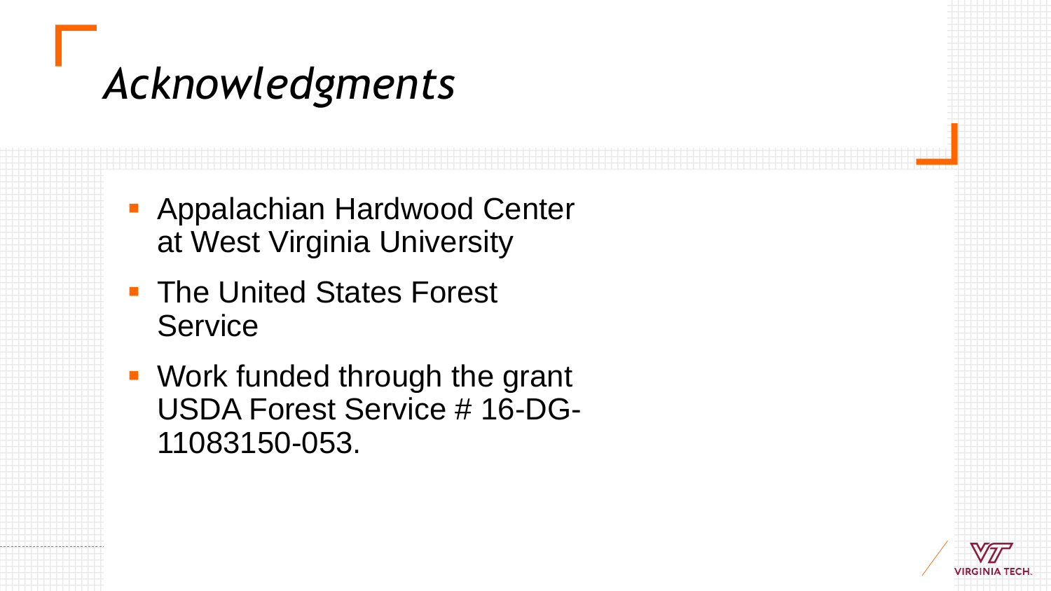# *Acknowledgments*

- Appalachian Hardwood Center at West Virginia University
- The United States Forest Service
- Work funded through the grant USDA Forest Service # 16-DG-11083150-053.